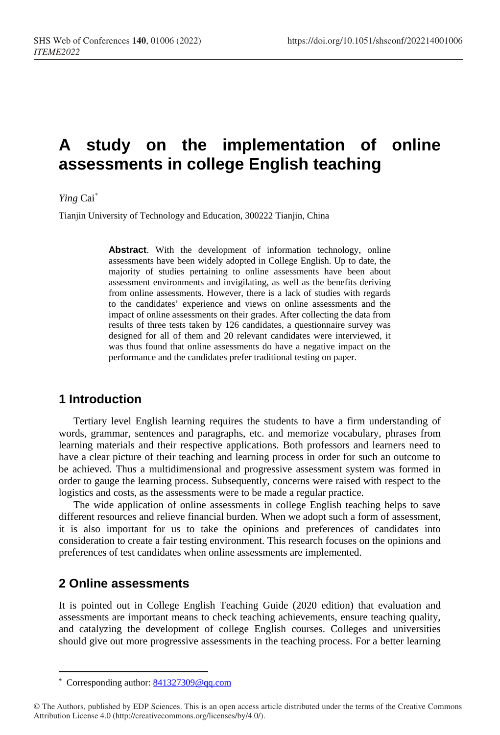# A study on the implementation of online assessments in college English teaching

*Ying* Cai[*]

Tianjin University of Technology and Education, 300222 Tianjin, China

**Abstract**. With the development of information technology, online assessments have been widely adopted in College English. Up to date, the majority of studies pertaining to online assessments have been about assessment environments and invigilating, as well as the benefits deriving from online assessments. However, there is a lack of studies with regards to the candidates' experience and views on online assessments and the impact of online assessments on their grades. After collecting the data from results of three tests taken by 126 candidates, a questionnaire survey was designed for all of them and 20 relevant candidates were interviewed, it was thus found that online assessments do have a negative impact on the performance and the candidates prefer traditional testing on paper.

## 1 Introduction

Tertiary level English learning requires the students to have a firm understanding of words, grammar, sentences and paragraphs, etc. and memorize vocabulary, phrases from learning materials and their respective applications. Both professors and learners need to have a clear picture of their teaching and learning process in order for such an outcome to be achieved. Thus a multidimensional and progressive assessment system was formed in order to gauge the learning process. Subsequently, concerns were raised with respect to the logistics and costs, as the assessments were to be made a regular practice.

The wide application of online assessments in college English teaching helps to save different resources and relieve financial burden. When we adopt such a form of assessment, it is also important for us to take the opinions and preferences of candidates into consideration to create a fair testing environment. This research focuses on the opinions and preferences of test candidates when online assessments are implemented.

## 2 Online assessments

It is pointed out in College English Teaching Guide (2020 edition) that evaluation and assessments are important means to check teaching achievements, ensure teaching quality, and catalyzing the development of college English courses. Colleges and universities should give out more progressive assessments in the teaching process. For a better learning

[*] Corresponding author: 841327309@qq.com

© The Authors, published by EDP Sciences. This is an open access article distributed under the terms of the Creative Commons Attribution License 4.0 (http://creativecommons.org/licenses/by/4.0/).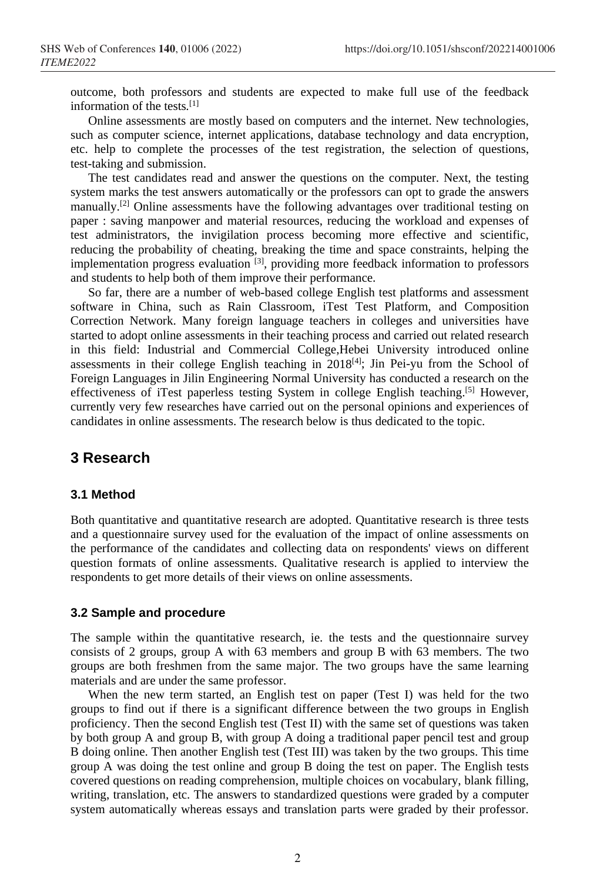outcome, both professors and students are expected to make full use of the feedback information of the tests.[1]

Online assessments are mostly based on computers and the internet. New technologies, such as computer science, internet applications, database technology and data encryption, etc. help to complete the processes of the test registration, the selection of questions, test-taking and submission.

The test candidates read and answer the questions on the computer. Next, the testing system marks the test answers automatically or the professors can opt to grade the answers manually.[2] Online assessments have the following advantages over traditional testing on paper : saving manpower and material resources, reducing the workload and expenses of test administrators, the invigilation process becoming more effective and scientific, reducing the probability of cheating, breaking the time and space constraints, helping the implementation progress evaluation [3], providing more feedback information to professors and students to help both of them improve their performance.

So far, there are a number of web-based college English test platforms and assessment software in China, such as Rain Classroom, iTest Test Platform, and Composition Correction Network. Many foreign language teachers in colleges and universities have started to adopt online assessments in their teaching process and carried out related research in this field: Industrial and Commercial College,Hebei University introduced online assessments in their college English teaching in 2018[4]; Jin Pei-yu from the School of Foreign Languages in Jilin Engineering Normal University has conducted a research on the effectiveness of iTest paperless testing System in college English teaching.[5] However, currently very few researches have carried out on the personal opinions and experiences of candidates in online assessments. The research below is thus dedicated to the topic.

## 3 Research

### 3.1 Method

Both quantitative and quantitative research are adopted. Quantitative research is three tests and a questionnaire survey used for the evaluation of the impact of online assessments on the performance of the candidates and collecting data on respondents' views on different question formats of online assessments. Qualitative research is applied to interview the respondents to get more details of their views on online assessments.

### 3.2 Sample and procedure

The sample within the quantitative research, ie. the tests and the questionnaire survey consists of 2 groups, group A with 63 members and group B with 63 members. The two groups are both freshmen from the same major. The two groups have the same learning materials and are under the same professor.

When the new term started, an English test on paper (Test I) was held for the two groups to find out if there is a significant difference between the two groups in English proficiency. Then the second English test (Test II) with the same set of questions was taken by both group A and group B, with group A doing a traditional paper pencil test and group B doing online. Then another English test (Test III) was taken by the two groups. This time group A was doing the test online and group B doing the test on paper. The English tests covered questions on reading comprehension, multiple choices on vocabulary, blank filling, writing, translation, etc. The answers to standardized questions were graded by a computer system automatically whereas essays and translation parts were graded by their professor.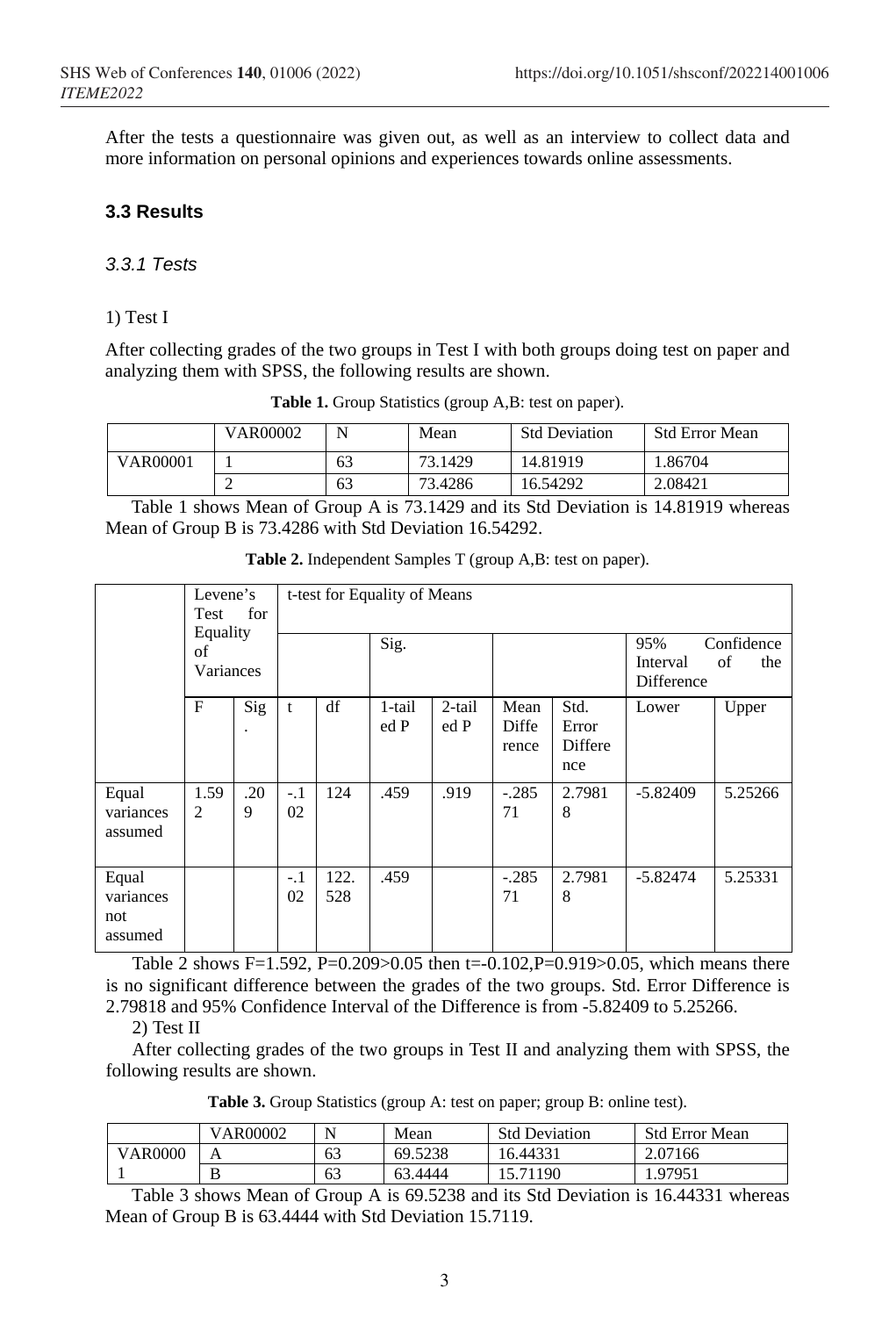After the tests a questionnaire was given out, as well as an interview to collect data and more information on personal opinions and experiences towards online assessments.

### 3.3 Results

#### *3.3.1 Tests*

1) Test I

After collecting grades of the two groups in Test I with both groups doing test on paper and analyzing them with SPSS, the following results are shown.

**Table 1.** Group Statistics (group A,B: test on paper).

| | VAR00002 | N | Mean | Std Deviation | Std Error Mean |
|---|---|---|---|---|---|
| VAR00001 | 1 | 63 | 73.1429 | 14.81919 | 1.86704 |
| | 2 | 63 | 73.4286 | 16.54292 | 2.08421 |

Table 1 shows Mean of Group A is 73.1429 and its Std Deviation is 14.81919 whereas Mean of Group B is 73.4286 with Std Deviation 16.54292.

**Table 2.** Independent Samples T (group A,B: test on paper).

| | Levene's Test for Equality of Variances | | t-test for Equality of Means | | | | | | | |
|---|---|---|---|---|---|---|---|---|---|---|
| | | | | | Sig. | | | | 95% Confidence Interval of the Difference | |
| | F | Sig. | t | df | 1-tailed P | 2-tailed P | Mean Difference | Std. Error Difference | Lower | Upper |
| Equal variances assumed | 1.592 | .209 | -.102 | 124 | .459 | .919 | -.28571 | 2.79818 | -5.82409 | 5.25266 |
| Equal variances not assumed | | | -.102 | 122.528 | .459 | | -.28571 | 2.79818 | -5.82474 | 5.25331 |

Table 2 shows F=1.592, P=0.209>0.05 then t=-0.102,P=0.919>0.05, which means there is no significant difference between the grades of the two groups. Std. Error Difference is 2.79818 and 95% Confidence Interval of the Difference is from -5.82409 to 5.25266.

2) Test II

After collecting grades of the two groups in Test II and analyzing them with SPSS, the following results are shown.

**Table 3.** Group Statistics (group A: test on paper; group B: online test).

| | VAR00002 | N | Mean | Std Deviation | Std Error Mean |
|---|---|---|---|---|---|
| VAR00001 | A | 63 | 69.5238 | 16.44331 | 2.07166 |
| | B | 63 | 63.4444 | 15.71190 | 1.97951 |

Table 3 shows Mean of Group A is 69.5238 and its Std Deviation is 16.44331 whereas Mean of Group B is 63.4444 with Std Deviation 15.7119.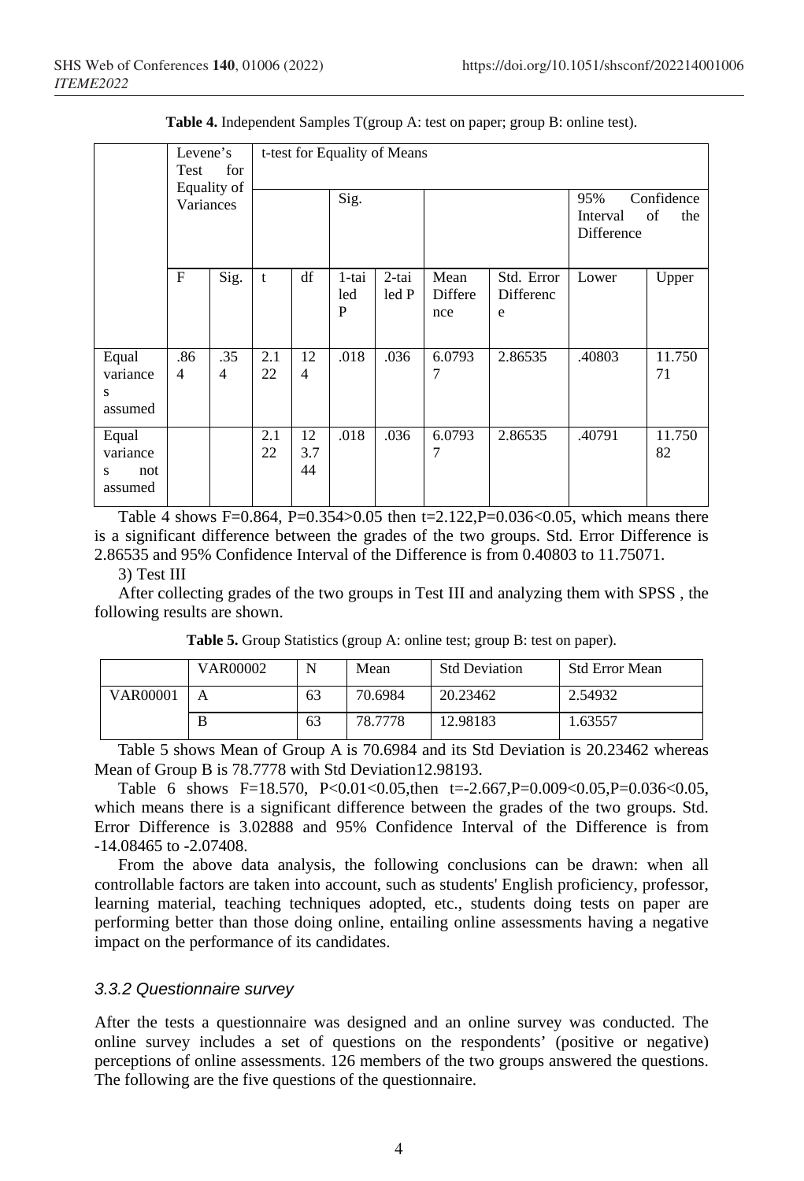**Table 4.** Independent Samples T(group A: test on paper; group B: online test).

| | Levene's Test for Equality of Variances | | t-test for Equality of Means | | | | | | | |
|---|---|---|---|---|---|---|---|---|---|---|
| | | | | | Sig. | | | | 95% Confidence Interval of the Difference | |
| | F | Sig. | t | df | 1-tailed P | 2-tailed P | Mean Difference | Std. Error Difference | Lower | Upper |
| Equal variances assumed | .864 | .354 | 2.122 | 124 | .018 | .036 | 6.07937 | 2.86535 | .40803 | 11.75071 |
| Equal variances not assumed | | | 2.122 | 123.744 | .018 | .036 | 6.07937 | 2.86535 | .40791 | 11.75082 |

Table 4 shows F=0.864, P=0.354>0.05 then t=2.122,P=0.036<0.05, which means there is a significant difference between the grades of the two groups. Std. Error Difference is 2.86535 and 95% Confidence Interval of the Difference is from 0.40803 to 11.75071.

3) Test III

After collecting grades of the two groups in Test III and analyzing them with SPSS , the following results are shown.

**Table 5.** Group Statistics (group A: online test; group B: test on paper).

| | VAR00002 | N | Mean | Std Deviation | Std Error Mean |
|---|---|---|---|---|---|
| VAR00001 | A | 63 | 70.6984 | 20.23462 | 2.54932 |
| | B | 63 | 78.7778 | 12.98183 | 1.63557 |

Table 5 shows Mean of Group A is 70.6984 and its Std Deviation is 20.23462 whereas Mean of Group B is 78.7778 with Std Deviation12.98193.

Table 6 shows F=18.570, P<0.01<0.05,then t=-2.667,P=0.009<0.05,P=0.036<0.05, which means there is a significant difference between the grades of the two groups. Std. Error Difference is 3.02888 and 95% Confidence Interval of the Difference is from -14.08465 to -2.07408.

From the above data analysis, the following conclusions can be drawn: when all controllable factors are taken into account, such as students' English proficiency, professor, learning material, teaching techniques adopted, etc., students doing tests on paper are performing better than those doing online, entailing online assessments having a negative impact on the performance of its candidates.

### *3.3.2 Questionnaire survey*

After the tests a questionnaire was designed and an online survey was conducted. The online survey includes a set of questions on the respondents' (positive or negative) perceptions of online assessments. 126 members of the two groups answered the questions. The following are the five questions of the questionnaire.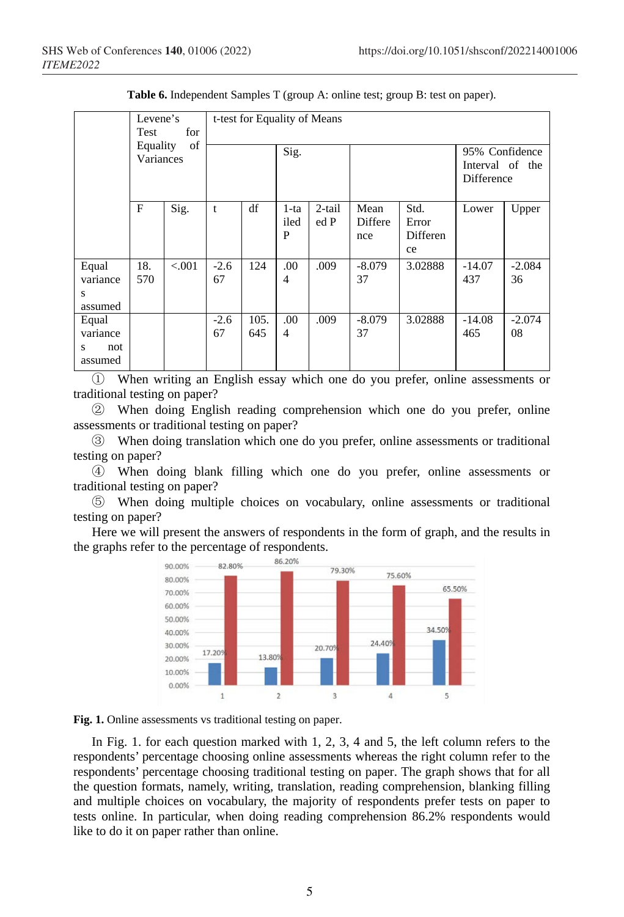**Table 6.** Independent Samples T (group A: online test; group B: test on paper).

| | Levene's Test for Equality of Variances | | t-test for Equality of Means | | | | | | | |
|---|---|---|---|---|---|---|---|---|---|---|
| | | | | | Sig. | | | | 95% Confidence Interval of the Difference | |
| | F | Sig. | t | df | 1-tailed P | 2-tailed P | Mean Difference | Std. Error Difference | Lower | Upper |
| Equal variances assumed | 18.570 | <.001 | -2.667 | 124 | .004 | .009 | -8.07937 | 3.02888 | -14.07437 | -2.08436 |
| Equal variances not assumed | | | -2.667 | 105.645 | .004 | .009 | -8.07937 | 3.02888 | -14.08465 | -2.07408 |

① When writing an English essay which one do you prefer, online assessments or traditional testing on paper?

② When doing English reading comprehension which one do you prefer, online assessments or traditional testing on paper?

③ When doing translation which one do you prefer, online assessments or traditional testing on paper?

④ When doing blank filling which one do you prefer, online assessments or traditional testing on paper?

⑤ When doing multiple choices on vocabulary, online assessments or traditional testing on paper?

Here we will present the answers of respondents in the form of graph, and the results in the graphs refer to the percentage of respondents.

**Fig. 1.** Online assessments vs traditional testing on paper.

In Fig. 1. for each question marked with 1, 2, 3, 4 and 5, the left column refers to the respondents' percentage choosing online assessments whereas the right column refer to the respondents' percentage choosing traditional testing on paper. The graph shows that for all the question formats, namely, writing, translation, reading comprehension, blanking filling and multiple choices on vocabulary, the majority of respondents prefer tests on paper to tests online. In particular, when doing reading comprehension 86.2% respondents would like to do it on paper rather than online.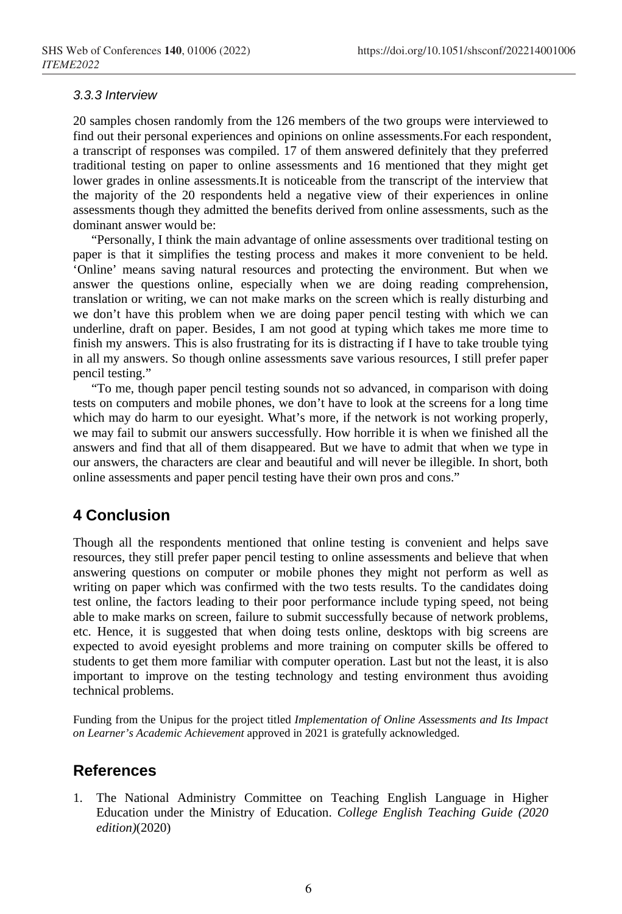### 3.3.3 Interview

20 samples chosen randomly from the 126 members of the two groups were interviewed to find out their personal experiences and opinions on online assessments.For each respondent, a transcript of responses was compiled. 17 of them answered definitely that they preferred traditional testing on paper to online assessments and 16 mentioned that they might get lower grades in online assessments.It is noticeable from the transcript of the interview that the majority of the 20 respondents held a negative view of their experiences in online assessments though they admitted the benefits derived from online assessments, such as the dominant answer would be:

"Personally, I think the main advantage of online assessments over traditional testing on paper is that it simplifies the testing process and makes it more convenient to be held. 'Online' means saving natural resources and protecting the environment. But when we answer the questions online, especially when we are doing reading comprehension, translation or writing, we can not make marks on the screen which is really disturbing and we don't have this problem when we are doing paper pencil testing with which we can underline, draft on paper. Besides, I am not good at typing which takes me more time to finish my answers. This is also frustrating for its is distracting if I have to take trouble tying in all my answers. So though online assessments save various resources, I still prefer paper pencil testing."

"To me, though paper pencil testing sounds not so advanced, in comparison with doing tests on computers and mobile phones, we don't have to look at the screens for a long time which may do harm to our eyesight. What's more, if the network is not working properly, we may fail to submit our answers successfully. How horrible it is when we finished all the answers and find that all of them disappeared. But we have to admit that when we type in our answers, the characters are clear and beautiful and will never be illegible. In short, both online assessments and paper pencil testing have their own pros and cons."

## 4 Conclusion

Though all the respondents mentioned that online testing is convenient and helps save resources, they still prefer paper pencil testing to online assessments and believe that when answering questions on computer or mobile phones they might not perform as well as writing on paper which was confirmed with the two tests results. To the candidates doing test online, the factors leading to their poor performance include typing speed, not being able to make marks on screen, failure to submit successfully because of network problems, etc. Hence, it is suggested that when doing tests online, desktops with big screens are expected to avoid eyesight problems and more training on computer skills be offered to students to get them more familiar with computer operation. Last but not the least, it is also important to improve on the testing technology and testing environment thus avoiding technical problems.

Funding from the Unipus for the project titled *Implementation of Online Assessments and Its Impact on Learner's Academic Achievement* approved in 2021 is gratefully acknowledged.

## References

1. The National Administry Committee on Teaching English Language in Higher Education under the Ministry of Education. *College English Teaching Guide (2020 edition)*(2020)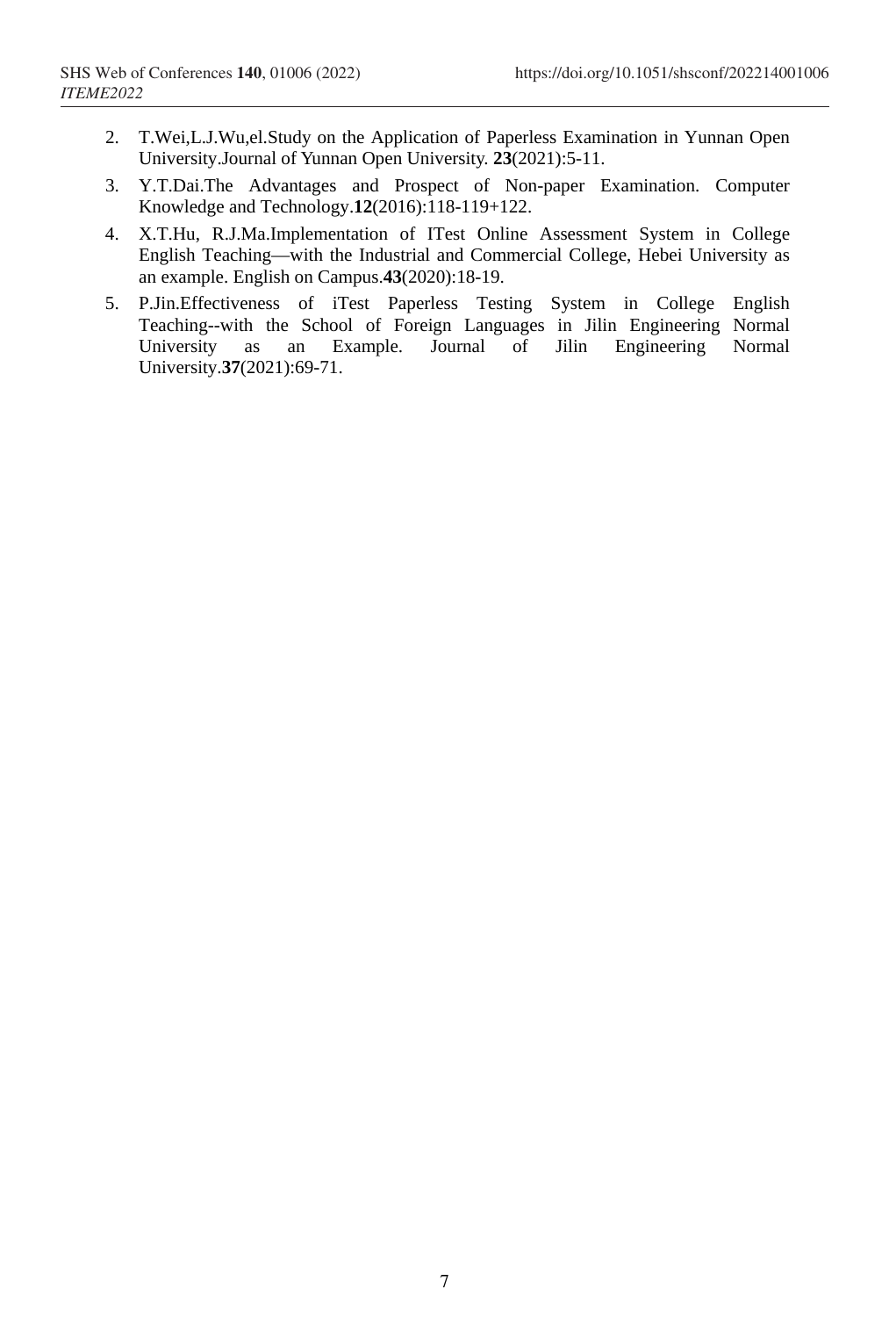2. T.Wei,L.J.Wu,el.Study on the Application of Paperless Examination in Yunnan Open University.Journal of Yunnan Open University. **23**(2021):5-11.
3. Y.T.Dai.The Advantages and Prospect of Non-paper Examination. Computer Knowledge and Technology.**12**(2016):118-119+122.
4. X.T.Hu, R.J.Ma.Implementation of ITest Online Assessment System in College English Teaching—with the Industrial and Commercial College, Hebei University as an example. English on Campus.**43**(2020):18-19.
5. P.Jin.Effectiveness of iTest Paperless Testing System in College English Teaching--with the School of Foreign Languages in Jilin Engineering Normal University as an Example. Journal of Jilin Engineering Normal University.**37**(2021):69-71.